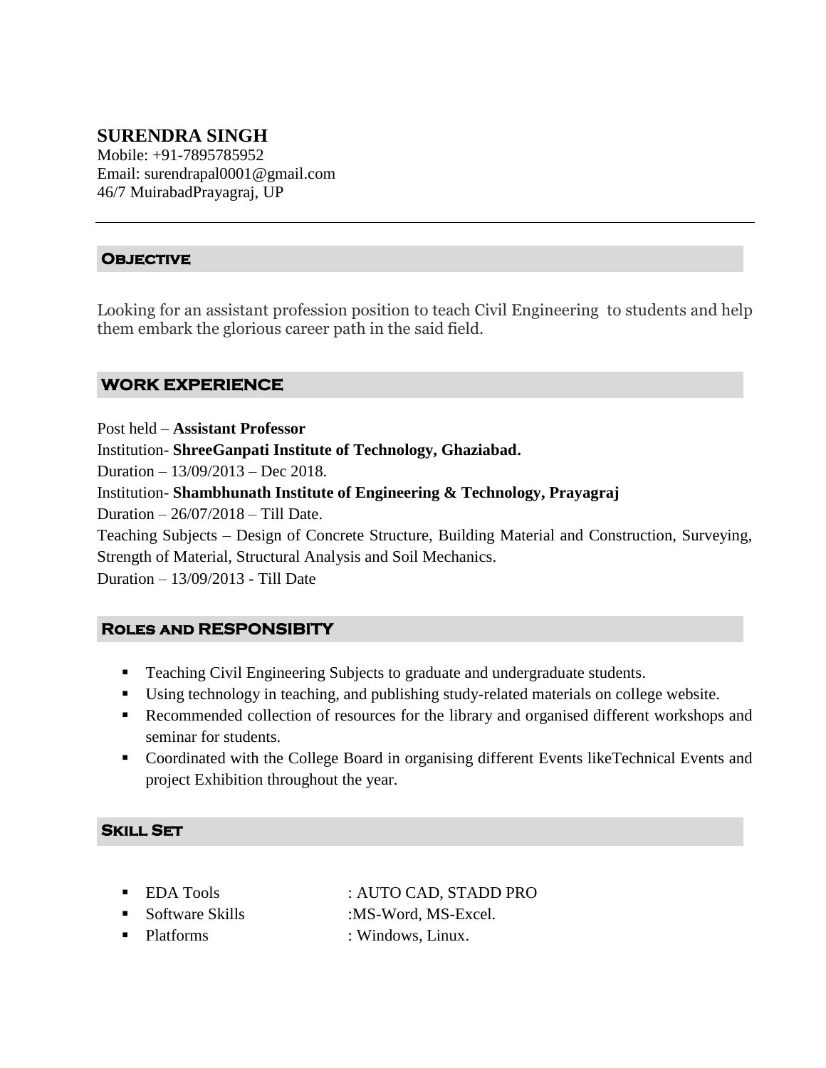# SURENDRA SINGH

Mobile: +91-7895785952
Email: surendrapal0001@gmail.com
46/7 MuirabadPrayagraj, UP

---

## Objective

Looking for an assistant profession position to teach Civil Engineering to students and help them embark the glorious career path in the said field.

## WORK EXPERIENCE

Post held – **Assistant Professor**
Institution- **ShreeGanpati Institute of Technology, Ghaziabad.**
Duration – 13/09/2013 – Dec 2018.
Institution- **Shambhunath Institute of Engineering & Technology, Prayagraj**
Duration – 26/07/2018 – Till Date.
Teaching Subjects – Design of Concrete Structure, Building Material and Construction, Surveying, Strength of Material, Structural Analysis and Soil Mechanics.
Duration – 13/09/2013 - Till Date

## Roles and RESPONSIBITY

- Teaching Civil Engineering Subjects to graduate and undergraduate students.
- Using technology in teaching, and publishing study-related materials on college website.
- Recommended collection of resources for the library and organised different workshops and seminar for students.
- Coordinated with the College Board in organising different Events likeTechnical Events and project Exhibition throughout the year.

## Skill Set

- EDA Tools : AUTO CAD, STADD PRO
- Software Skills :MS-Word, MS-Excel.
- Platforms : Windows, Linux.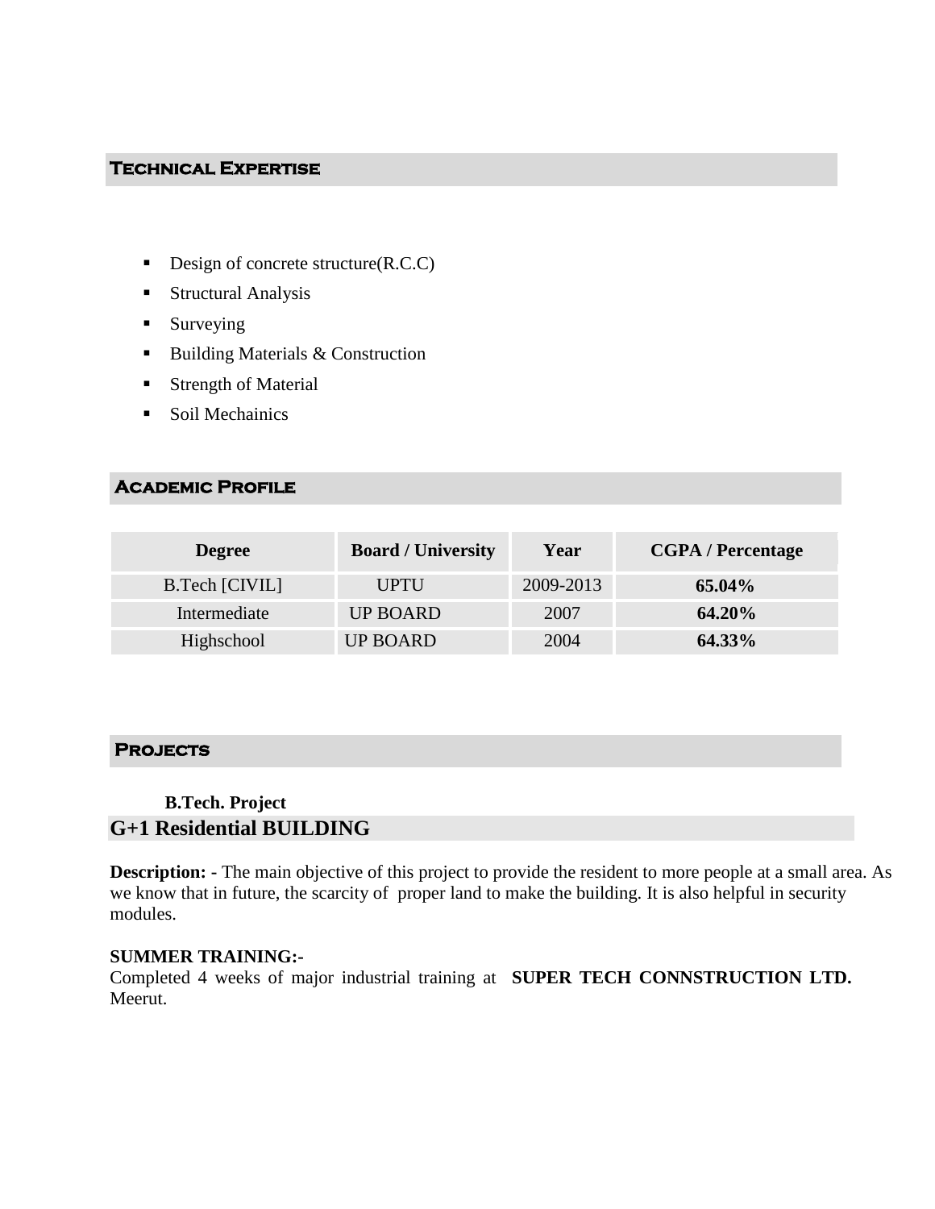## Technical Expertise

- Design of concrete structure(R.C.C)
- Structural Analysis
- Surveying
- Building Materials & Construction
- Strength of Material
- Soil Mechainics

## Academic Profile

| Degree | Board / University | Year | CGPA / Percentage |
|---|---|---|---|
| B.Tech [CIVIL] | UPTU | 2009-2013 | **65.04%** |
| Intermediate | UP BOARD | 2007 | **64.20%** |
| Highschool | UP BOARD | 2004 | **64.33%** |

## Projects

**B.Tech. Project**

### G+1 Residential BUILDING

**Description: -** The main objective of this project to provide the resident to more people at a small area. As we know that in future, the scarcity of proper land to make the building. It is also helpful in security modules.

**SUMMER TRAINING:-**

Completed 4 weeks of major industrial training at **SUPER TECH CONNSTRUCTION LTD.** Meerut.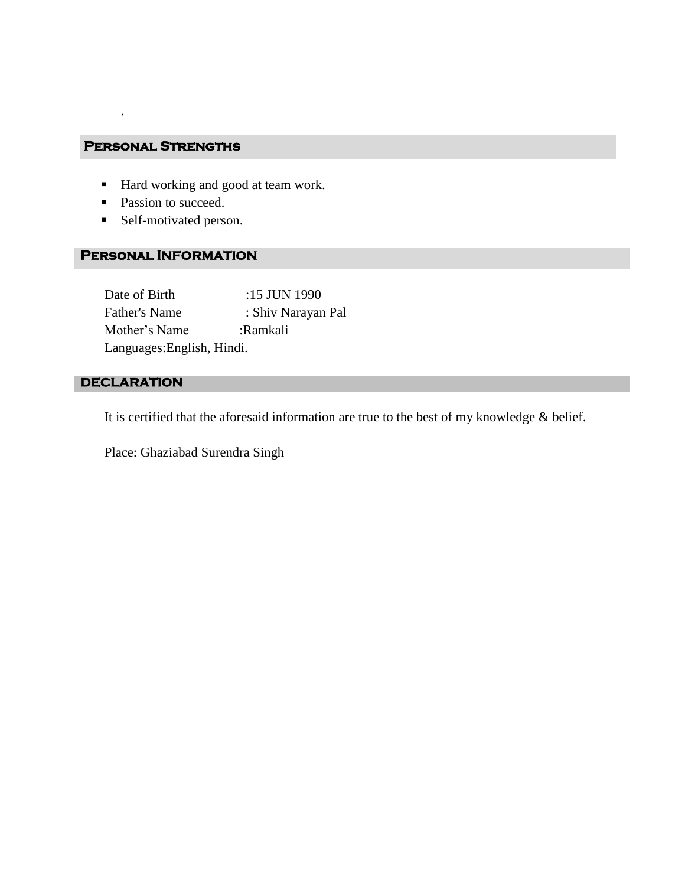.

## Personal Strengths

- Hard working and good at team work.
- Passion to succeed.
- Self-motivated person.

## Personal INFORMATION

Date of Birth :15 JUN 1990
Father's Name : Shiv Narayan Pal
Mother's Name :Ramkali
Languages:English, Hindi.

## DECLARATION

It is certified that the aforesaid information are true to the best of my knowledge & belief.

Place: Ghaziabad Surendra Singh